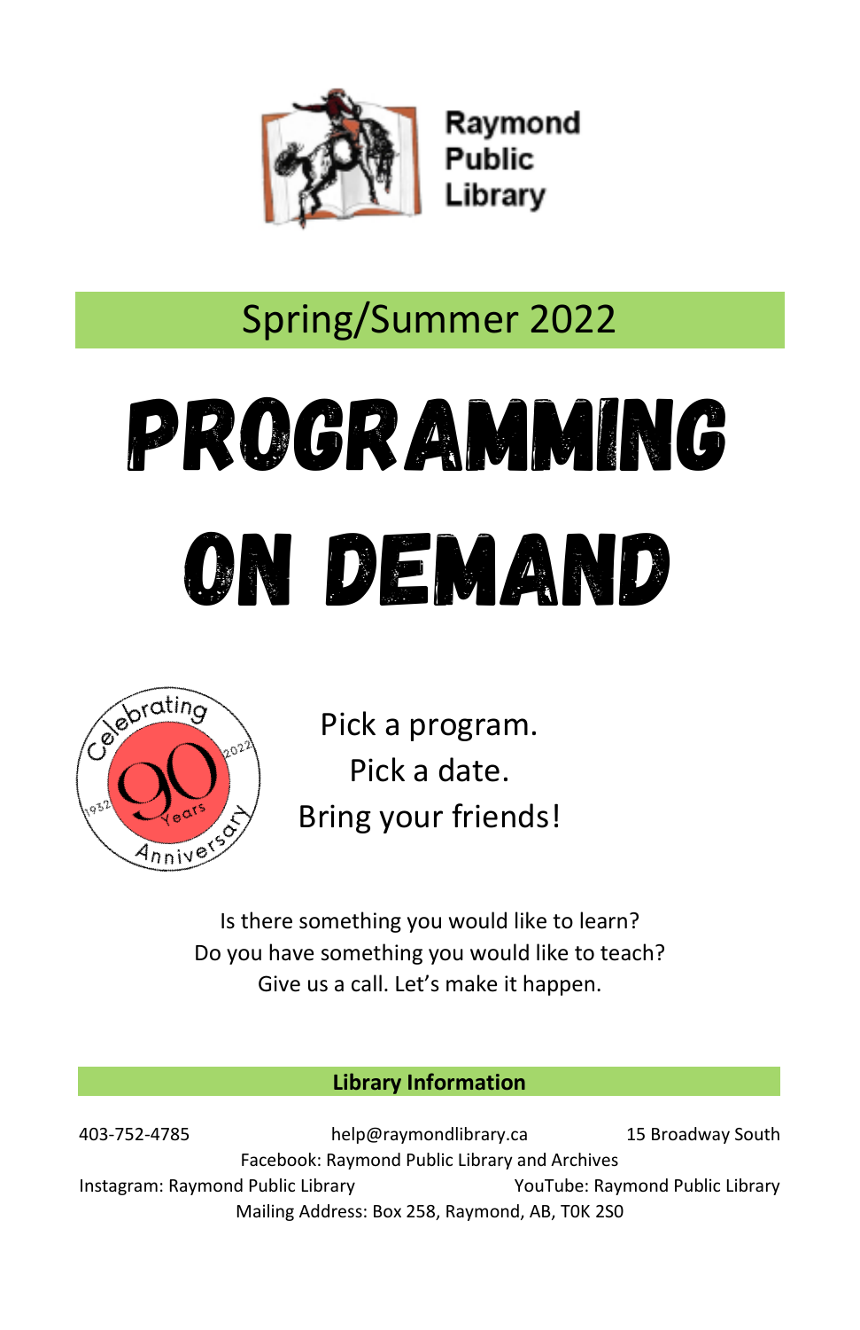Raymond Public Library

## Spring/Summer 2022

# PROGRAMMING ON DEMAND

Celebrating 90 Years Anniversary 1932 2022

Pick a program.
Pick a date.
Bring your friends!

Is there something you would like to learn?
Do you have something you would like to teach?
Give us a call. Let's make it happen.

**Library Information**

403-752-4785 help@raymondlibrary.ca 15 Broadway South

Facebook: Raymond Public Library and Archives

Instagram: Raymond Public Library YouTube: Raymond Public Library

Mailing Address: Box 258, Raymond, AB, T0K 2S0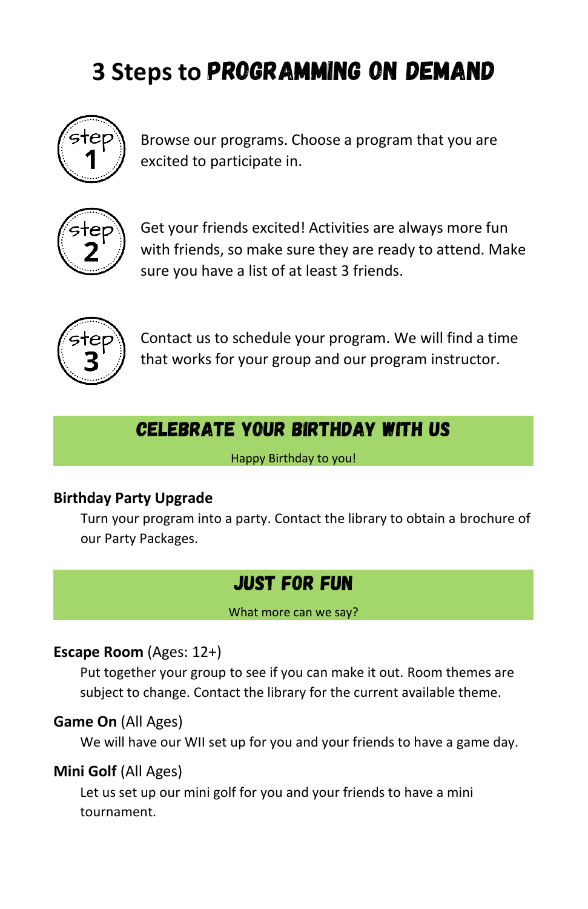# 3 Steps to PROGRAMMING ON DEMAND

**Step 1** — Browse our programs. Choose a program that you are excited to participate in.

**Step 2** — Get your friends excited! Activities are always more fun with friends, so make sure they are ready to attend. Make sure you have a list of at least 3 friends.

**Step 3** — Contact us to schedule your program. We will find a time that works for your group and our program instructor.

## CELEBRATE YOUR BIRTHDAY WITH US

Happy Birthday to you!

**Birthday Party Upgrade**

Turn your program into a party. Contact the library to obtain a brochure of our Party Packages.

## JUST FOR FUN

What more can we say?

**Escape Room** (Ages: 12+)

Put together your group to see if you can make it out. Room themes are subject to change. Contact the library for the current available theme.

**Game On** (All Ages)

We will have our WII set up for you and your friends to have a game day.

**Mini Golf** (All Ages)

Let us set up our mini golf for you and your friends to have a mini tournament.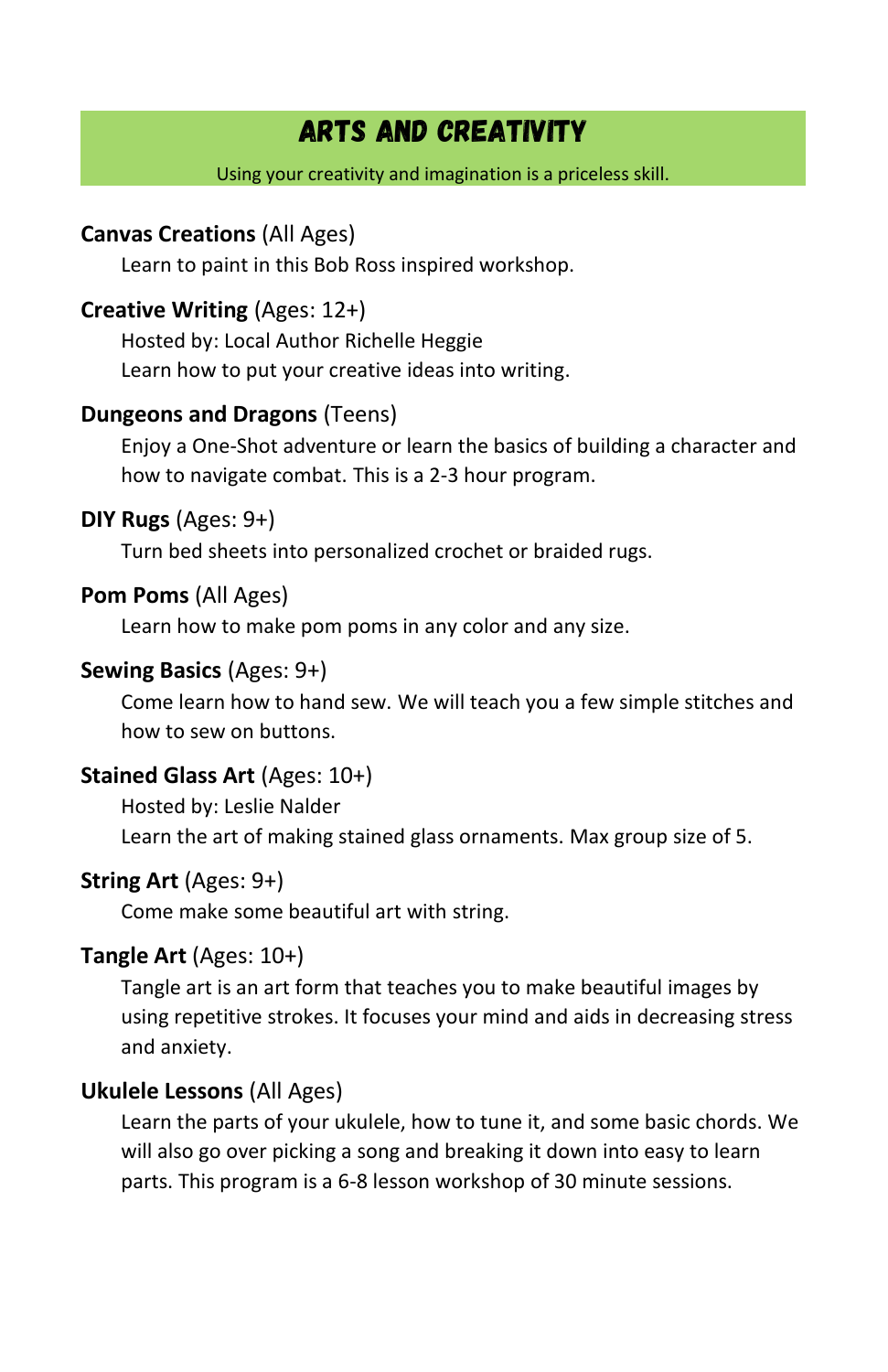# ARTS AND CREATIVITY

Using your creativity and imagination is a priceless skill.

**Canvas Creations** (All Ages)

Learn to paint in this Bob Ross inspired workshop.

**Creative Writing** (Ages: 12+)

Hosted by: Local Author Richelle Heggie
Learn how to put your creative ideas into writing.

**Dungeons and Dragons** (Teens)

Enjoy a One-Shot adventure or learn the basics of building a character and how to navigate combat. This is a 2-3 hour program.

**DIY Rugs** (Ages: 9+)

Turn bed sheets into personalized crochet or braided rugs.

**Pom Poms** (All Ages)

Learn how to make pom poms in any color and any size.

**Sewing Basics** (Ages: 9+)

Come learn how to hand sew. We will teach you a few simple stitches and how to sew on buttons.

**Stained Glass Art** (Ages: 10+)

Hosted by: Leslie Nalder
Learn the art of making stained glass ornaments. Max group size of 5.

**String Art** (Ages: 9+)

Come make some beautiful art with string.

**Tangle Art** (Ages: 10+)

Tangle art is an art form that teaches you to make beautiful images by using repetitive strokes. It focuses your mind and aids in decreasing stress and anxiety.

**Ukulele Lessons** (All Ages)

Learn the parts of your ukulele, how to tune it, and some basic chords. We will also go over picking a song and breaking it down into easy to learn parts. This program is a 6-8 lesson workshop of 30 minute sessions.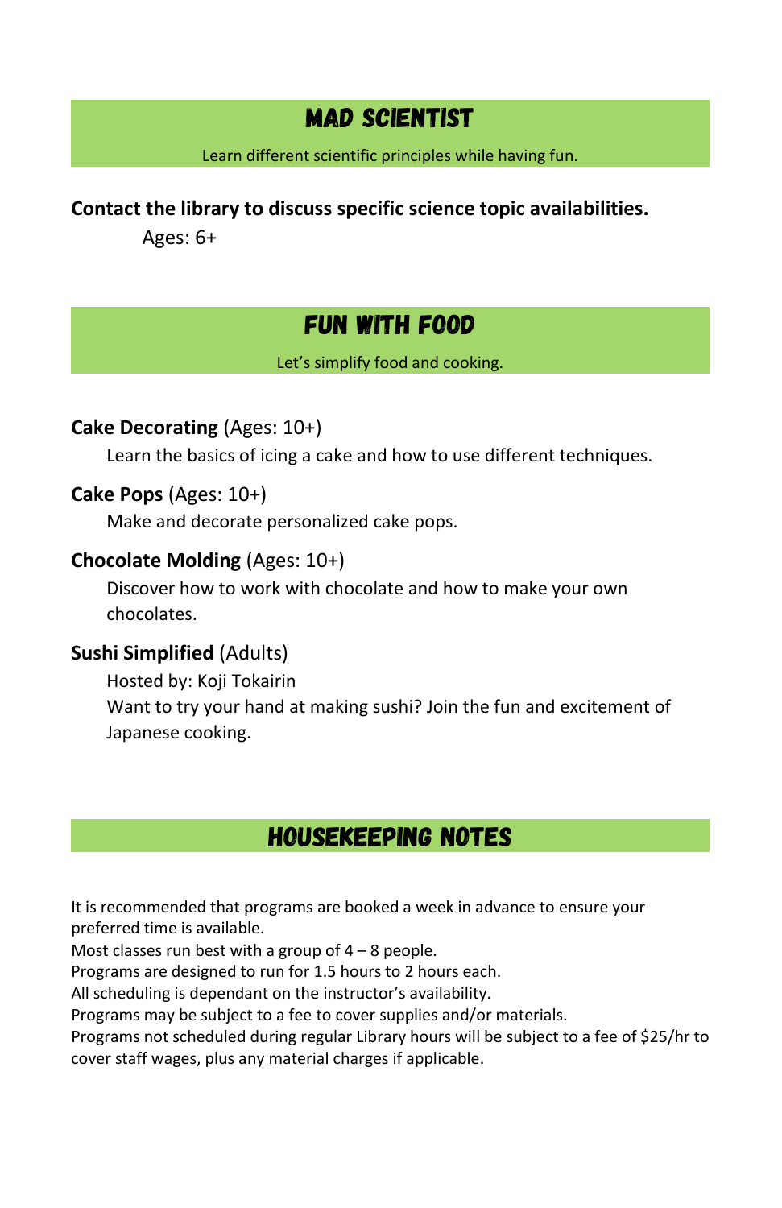## MAD SCIENTIST

Learn different scientific principles while having fun.

**Contact the library to discuss specific science topic availabilities.**

Ages: 6+

## FUN WITH FOOD

Let's simplify food and cooking.

**Cake Decorating** (Ages: 10+)

Learn the basics of icing a cake and how to use different techniques.

**Cake Pops** (Ages: 10+)

Make and decorate personalized cake pops.

**Chocolate Molding** (Ages: 10+)

Discover how to work with chocolate and how to make your own chocolates.

**Sushi Simplified** (Adults)

Hosted by: Koji Tokairin

Want to try your hand at making sushi? Join the fun and excitement of Japanese cooking.

## HOUSEKEEPING NOTES

It is recommended that programs are booked a week in advance to ensure your preferred time is available.

Most classes run best with a group of 4 – 8 people.

Programs are designed to run for 1.5 hours to 2 hours each.

All scheduling is dependant on the instructor's availability.

Programs may be subject to a fee to cover supplies and/or materials.

Programs not scheduled during regular Library hours will be subject to a fee of $25/hr to cover staff wages, plus any material charges if applicable.